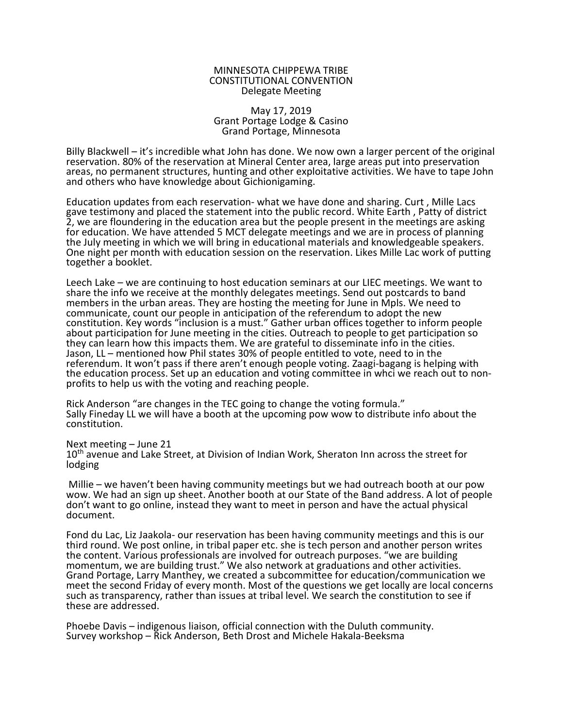MINNESOTA CHIPPEWA TRIBE
CONSTITUTIONAL CONVENTION
Delegate Meeting

May 17, 2019
Grant Portage Lodge & Casino
Grand Portage, Minnesota

Billy Blackwell – it's incredible what John has done. We now own a larger percent of the original reservation. 80% of the reservation at Mineral Center area, large areas put into preservation areas, no permanent structures, hunting and other exploitative activities. We have to tape John and others who have knowledge about Gichionigaming.

Education updates from each reservation- what we have done and sharing. Curt , Mille Lacs gave testimony and placed the statement into the public record. White Earth , Patty of district 2, we are floundering in the education area but the people present in the meetings are asking for education. We have attended 5 MCT delegate meetings and we are in process of planning the July meeting in which we will bring in educational materials and knowledgeable speakers. One night per month with education session on the reservation. Likes Mille Lac work of putting together a booklet.

Leech Lake – we are continuing to host education seminars at our LIEC meetings. We want to share the info we receive at the monthly delegates meetings. Send out postcards to band members in the urban areas. They are hosting the meeting for June in Mpls. We need to communicate, count our people in anticipation of the referendum to adopt the new constitution. Key words "inclusion is a must." Gather urban offices together to inform people about participation for June meeting in the cities. Outreach to people to get participation so they can learn how this impacts them. We are grateful to disseminate info in the cities. Jason, LL – mentioned how Phil states 30% of people entitled to vote, need to in the referendum. It won't pass if there aren't enough people voting. Zaagi-bagang is helping with the education process. Set up an education and voting committee in whci we reach out to non-profits to help us with the voting and reaching people.

Rick Anderson "are changes in the TEC going to change the voting formula."
Sally Fineday LL we will have a booth at the upcoming pow wow to distribute info about the constitution.

Next meeting – June 21
10th avenue and Lake Street, at Division of Indian Work, Sheraton Inn across the street for lodging

Millie – we haven't been having community meetings but we had outreach booth at our pow wow. We had an sign up sheet. Another booth at our State of the Band address. A lot of people don't want to go online, instead they want to meet in person and have the actual physical document.

Fond du Lac, Liz Jaakola- our reservation has been having community meetings and this is our third round. We post online, in tribal paper etc. she is tech person and another person writes the content. Various professionals are involved for outreach purposes. "we are building momentum, we are building trust." We also network at graduations and other activities. Grand Portage, Larry Manthey, we created a subcommittee for education/communication we meet the second Friday of every month. Most of the questions we get locally are local concerns such as transparency, rather than issues at tribal level. We search the constitution to see if these are addressed.

Phoebe Davis – indigenous liaison, official connection with the Duluth community.
Survey workshop – Rick Anderson, Beth Drost and Michele Hakala-Beeksma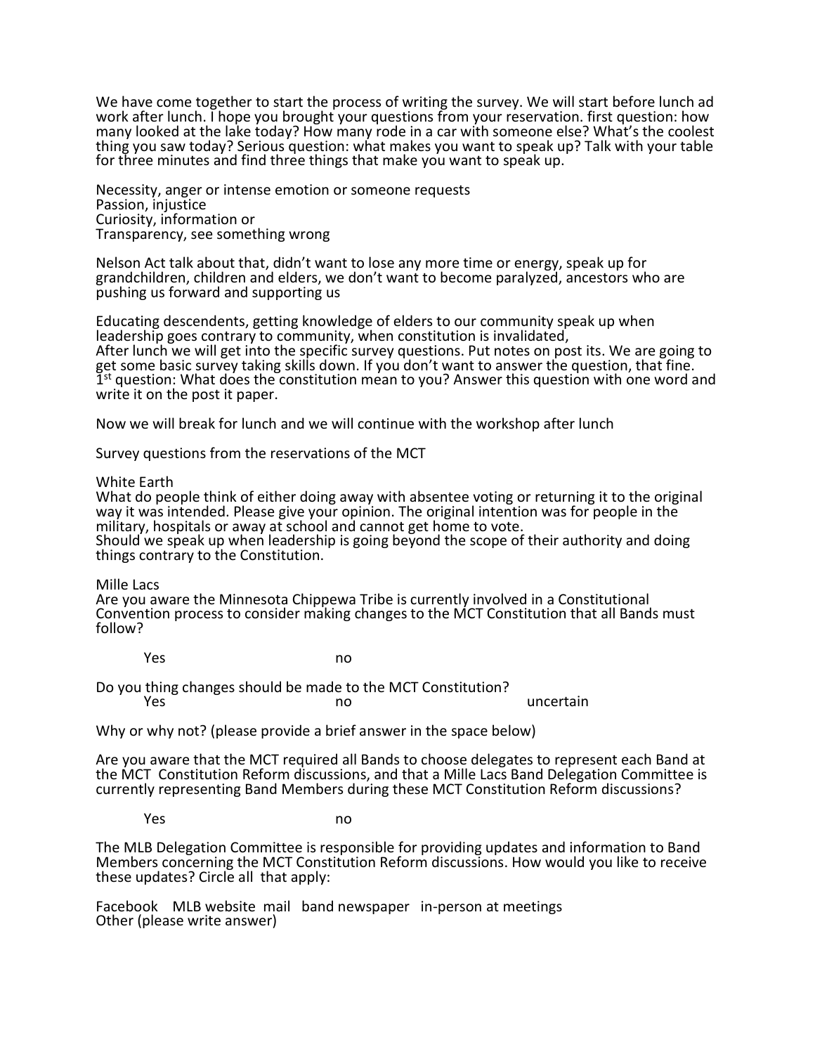We have come together to start the process of writing the survey. We will start before lunch ad work after lunch. I hope you brought your questions from your reservation. first question: how many looked at the lake today? How many rode in a car with someone else? What's the coolest thing you saw today? Serious question: what makes you want to speak up? Talk with your table for three minutes and find three things that make you want to speak up.

Necessity, anger or intense emotion or someone requests
Passion, injustice
Curiosity, information or
Transparency, see something wrong

Nelson Act talk about that, didn't want to lose any more time or energy, speak up for grandchildren, children and elders, we don't want to become paralyzed, ancestors who are pushing us forward and supporting us

Educating descendents, getting knowledge of elders to our community speak up when leadership goes contrary to community, when constitution is invalidated,
After lunch we will get into the specific survey questions. Put notes on post its. We are going to get some basic survey taking skills down. If you don't want to answer the question, that fine. 1st question: What does the constitution mean to you? Answer this question with one word and write it on the post it paper.

Now we will break for lunch and we will continue with the workshop after lunch

Survey questions from the reservations of the MCT

White Earth
What do people think of either doing away with absentee voting or returning it to the original way it was intended. Please give your opinion. The original intention was for people in the military, hospitals or away at school and cannot get home to vote.
Should we speak up when leadership is going beyond the scope of their authority and doing things contrary to the Constitution.

Mille Lacs
Are you aware the Minnesota Chippewa Tribe is currently involved in a Constitutional Convention process to consider making changes to the MCT Constitution that all Bands must follow?

Yes    no

Do you thing changes should be made to the MCT Constitution?
Yes    no    uncertain

Why or why not? (please provide a brief answer in the space below)

Are you aware that the MCT required all Bands to choose delegates to represent each Band at the MCT Constitution Reform discussions, and that a Mille Lacs Band Delegation Committee is currently representing Band Members during these MCT Constitution Reform discussions?

Yes    no

The MLB Delegation Committee is responsible for providing updates and information to Band Members concerning the MCT Constitution Reform discussions. How would you like to receive these updates? Circle all that apply:

Facebook    MLB website    mail    band newspaper    in-person at meetings
Other (please write answer)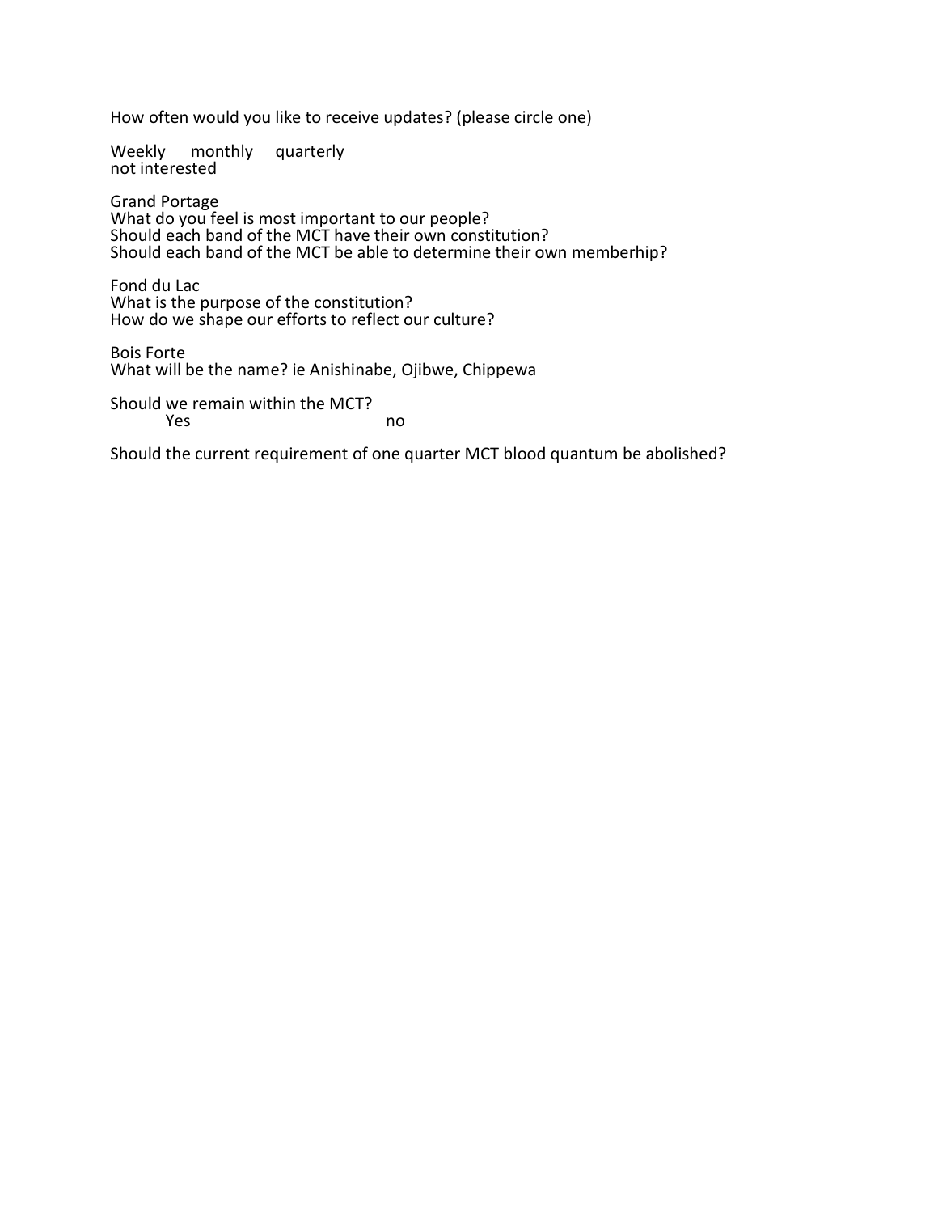How often would you like to receive updates? (please circle one)

Weekly monthly quarterly
not interested

Grand Portage
What do you feel is most important to our people?
Should each band of the MCT have their own constitution?
Should each band of the MCT be able to determine their own memberhip?

Fond du Lac
What is the purpose of the constitution?
How do we shape our efforts to reflect our culture?

Bois Forte
What will be the name? ie Anishinabe, Ojibwe, Chippewa

Should we remain within the MCT?
Yes no

Should the current requirement of one quarter MCT blood quantum be abolished?